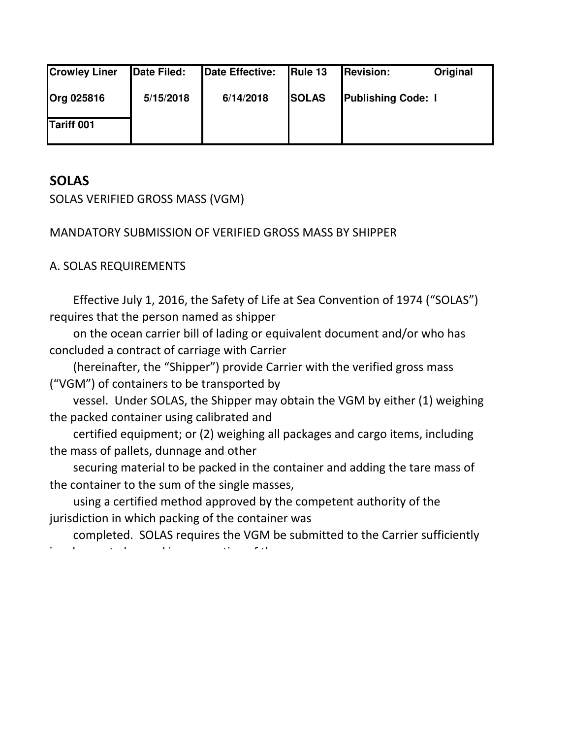| Crowley Liner | Date Filed: | Date Effective: | Rule 13 | Revision: Original |
|---|---|---|---|---|
| Org 025816 | 5/15/2018 | 6/14/2018 | SOLAS | Publishing Code: I |
| Tariff 001 | | | | |

## SOLAS

SOLAS VERIFIED GROSS MASS (VGM)

MANDATORY SUBMISSION OF VERIFIED GROSS MASS BY SHIPPER

A. SOLAS REQUIREMENTS

Effective July 1, 2016, the Safety of Life at Sea Convention of 1974 (“SOLAS”) requires that the person named as shipper on the ocean carrier bill of lading or equivalent document and/or who has concluded a contract of carriage with Carrier (hereinafter, the “Shipper”) provide Carrier with the verified gross mass (“VGM”) of containers to be transported by vessel. Under SOLAS, the Shipper may obtain the VGM by either (1) weighing the packed container using calibrated and certified equipment; or (2) weighing all packages and cargo items, including the mass of pallets, dunnage and other securing material to be packed in the container and adding the tare mass of the container to the sum of the single masses, using a certified method approved by the competent authority of the jurisdiction in which packing of the container was completed. SOLAS requires the VGM be submitted to the Carrier sufficiently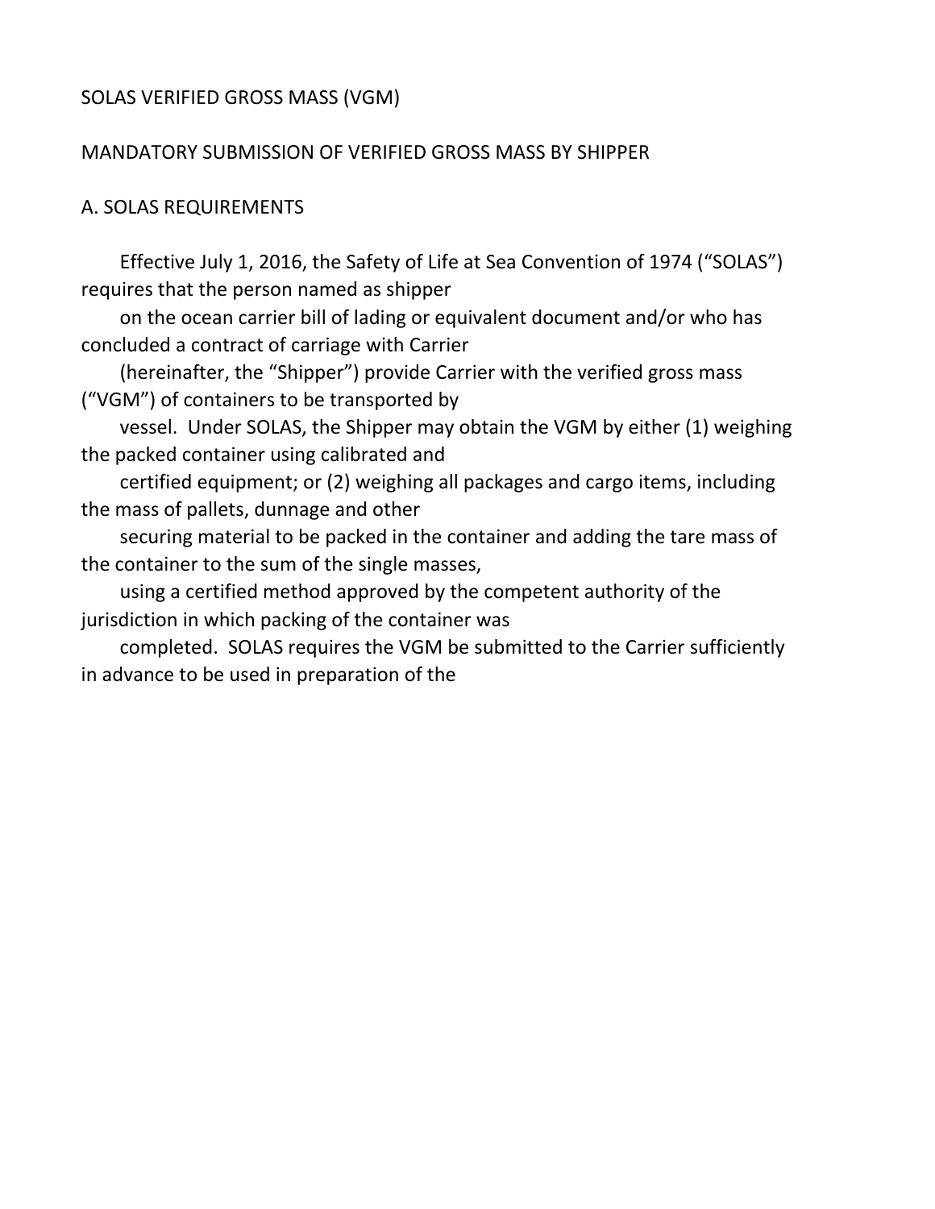SOLAS VERIFIED GROSS MASS (VGM)

MANDATORY SUBMISSION OF VERIFIED GROSS MASS BY SHIPPER

A. SOLAS REQUIREMENTS

Effective July 1, 2016, the Safety of Life at Sea Convention of 1974 ("SOLAS") requires that the person named as shipper on the ocean carrier bill of lading or equivalent document and/or who has concluded a contract of carriage with Carrier (hereinafter, the "Shipper") provide Carrier with the verified gross mass ("VGM") of containers to be transported by vessel. Under SOLAS, the Shipper may obtain the VGM by either (1) weighing the packed container using calibrated and certified equipment; or (2) weighing all packages and cargo items, including the mass of pallets, dunnage and other securing material to be packed in the container and adding the tare mass of the container to the sum of the single masses, using a certified method approved by the competent authority of the jurisdiction in which packing of the container was completed. SOLAS requires the VGM be submitted to the Carrier sufficiently in advance to be used in preparation of the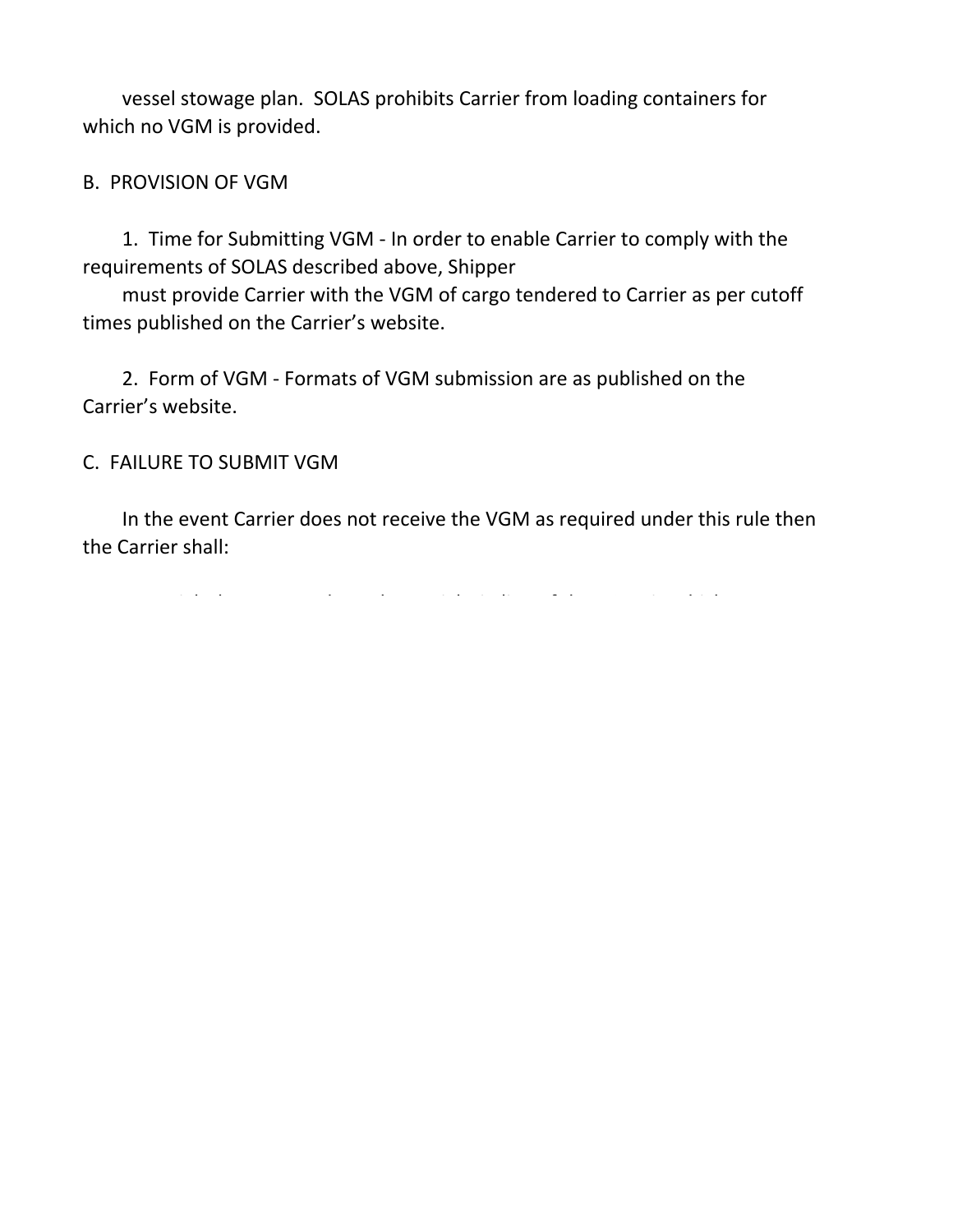vessel stowage plan. SOLAS prohibits Carrier from loading containers for which no VGM is provided.

B. PROVISION OF VGM

1. Time for Submitting VGM - In order to enable Carrier to comply with the requirements of SOLAS described above, Shipper must provide Carrier with the VGM of cargo tendered to Carrier as per cutoff times published on the Carrier's website.

2. Form of VGM - Formats of VGM submission are as published on the Carrier's website.

C. FAILURE TO SUBMIT VGM

In the event Carrier does not receive the VGM as required under this rule then the Carrier shall: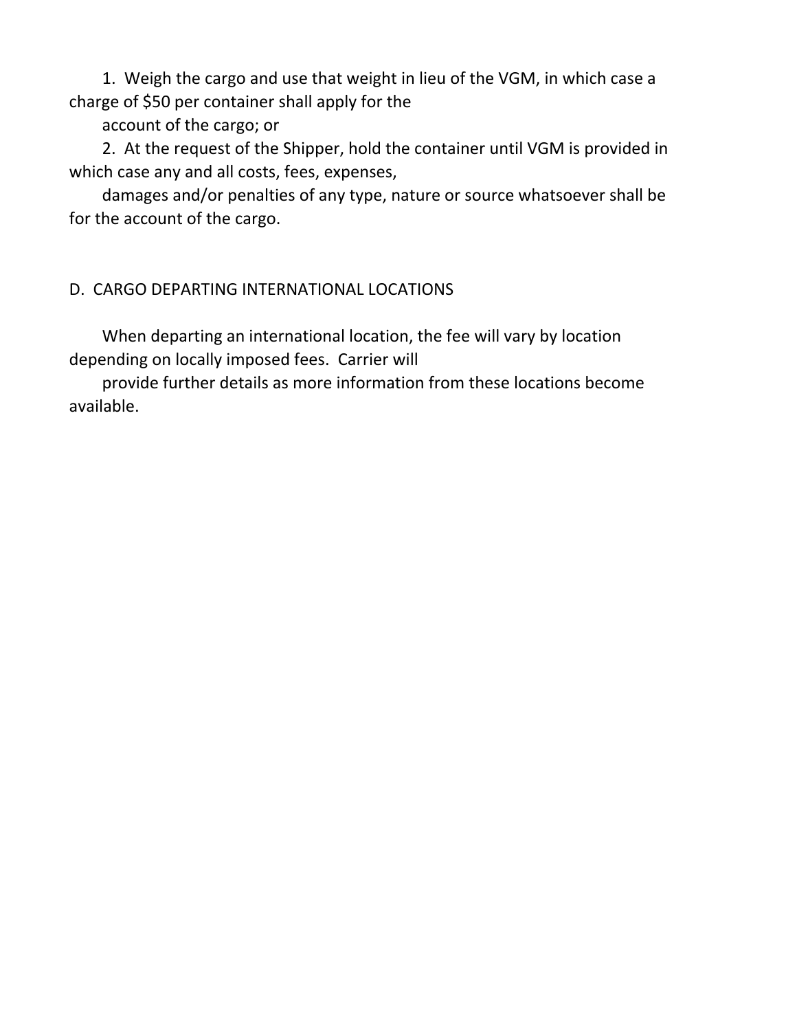1. Weigh the cargo and use that weight in lieu of the VGM, in which case a charge of $50 per container shall apply for the account of the cargo; or
2. At the request of the Shipper, hold the container until VGM is provided in which case any and all costs, fees, expenses, damages and/or penalties of any type, nature or source whatsoever shall be for the account of the cargo.

## D. CARGO DEPARTING INTERNATIONAL LOCATIONS

When departing an international location, the fee will vary by location depending on locally imposed fees. Carrier will provide further details as more information from these locations become available.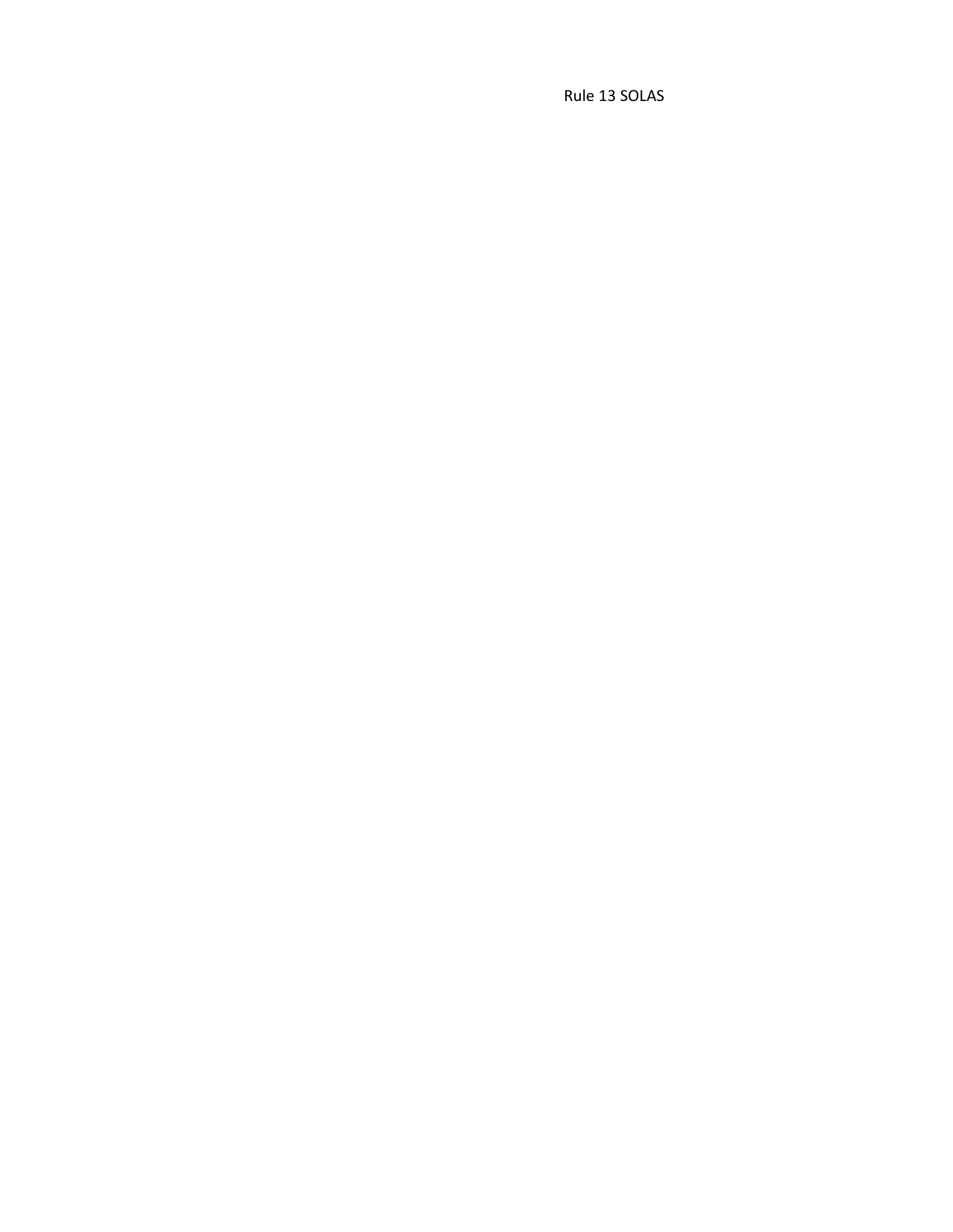Rule 13 SOLAS